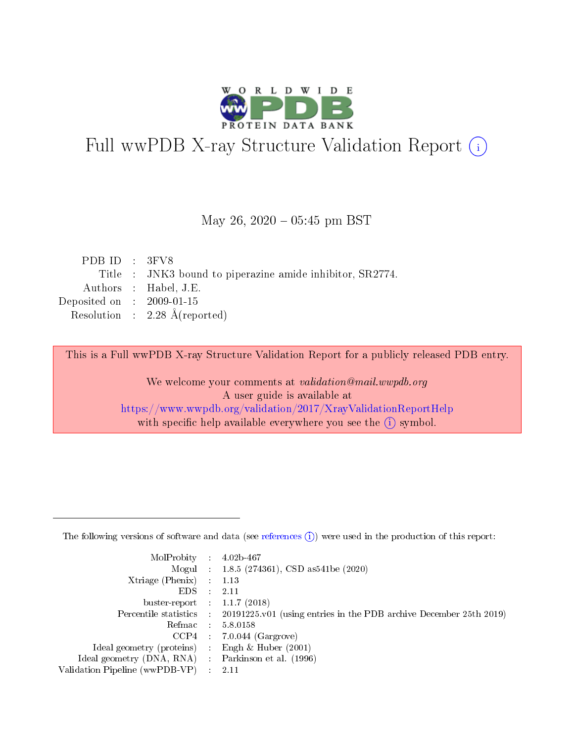# Full wwPDB X-ray Structure Validation Report (i)

May 26, 2020 – 05:45 pm BST

| | | |
|---|---|---|
| PDB ID | : | 3FV8 |
| Title | : | JNK3 bound to piperazine amide inhibitor, SR2774. |
| Authors | : | Habel, J.E. |
| Deposited on | : | 2009-01-15 |
| Resolution | : | 2.28 Å(reported) |

This is a Full wwPDB X-ray Structure Validation Report for a publicly released PDB entry.

We welcome your comments at *validation@mail.wwpdb.org*
A user guide is available at
https://www.wwpdb.org/validation/2017/XrayValidationReportHelp
with specific help available everywhere you see the (i) symbol.

---

The following versions of software and data (see references (i)) were used in the production of this report:

| | | |
|---|---|---|
| MolProbity | : | 4.02b-467 |
| Mogul | : | 1.8.5 (274361), CSD as541be (2020) |
| Xtriage (Phenix) | : | 1.13 |
| EDS | : | 2.11 |
| buster-report | : | 1.1.7 (2018) |
| Percentile statistics | : | 20191225.v01 (using entries in the PDB archive December 25th 2019) |
| Refmac | : | 5.8.0158 |
| CCP4 | : | 7.0.044 (Gargrove) |
| Ideal geometry (proteins) | : | Engh & Huber (2001) |
| Ideal geometry (DNA, RNA) | : | Parkinson et al. (1996) |
| Validation Pipeline (wwPDB-VP) | : | 2.11 |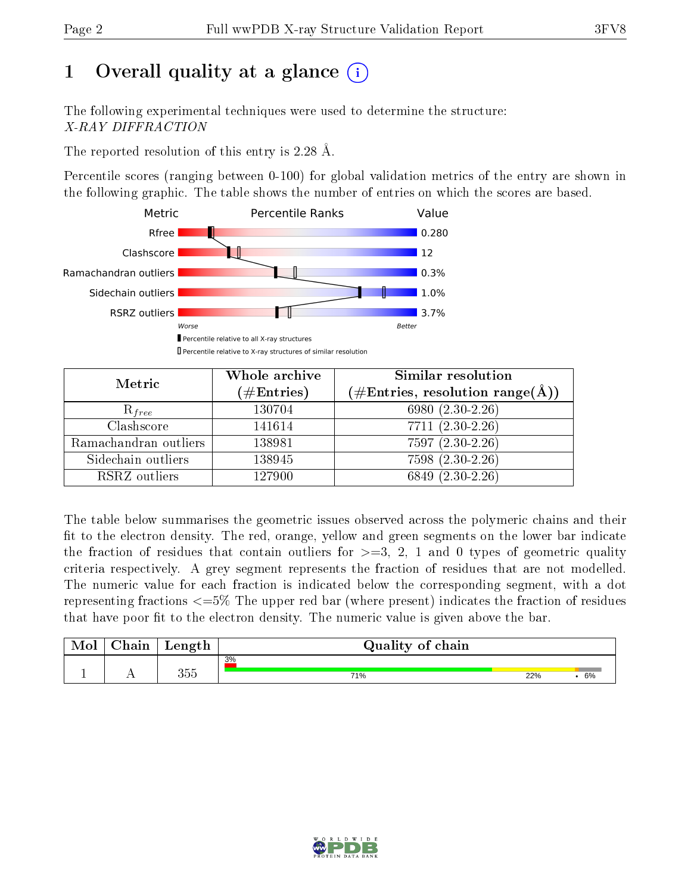# 1 Overall quality at a glance

The following experimental techniques were used to determine the structure:
*X-RAY DIFFRACTION*

The reported resolution of this entry is 2.28 Å.

Percentile scores (ranging between 0-100) for global validation metrics of the entry are shown in the following graphic. The table shows the number of entries on which the scores are based.

| Metric | Value |
|---|---|
| Rfree | 0.280 |
| Clashscore | 12 |
| Ramachandran outliers | 0.3% |
| Sidechain outliers | 1.0% |
| RSRZ outliers | 3.7% |

Worse — Better

▮ Percentile relative to all X-ray structures
▯ Percentile relative to X-ray structures of similar resolution

| Metric | Whole archive (#Entries) | Similar resolution (#Entries, resolution range(Å)) |
|---|---|---|
| $R_{free}$ | 130704 | 6980 (2.30-2.26) |
| Clashscore | 141614 | 7711 (2.30-2.26) |
| Ramachandran outliers | 138981 | 7597 (2.30-2.26) |
| Sidechain outliers | 138945 | 7598 (2.30-2.26) |
| RSRZ outliers | 127900 | 6849 (2.30-2.26) |

The table below summarises the geometric issues observed across the polymeric chains and their fit to the electron density. The red, orange, yellow and green segments on the lower bar indicate the fraction of residues that contain outliers for >=3, 2, 1 and 0 types of geometric quality criteria respectively. A grey segment represents the fraction of residues that are not modelled. The numeric value for each fraction is indicated below the corresponding segment, with a dot representing fractions <=5% The upper red bar (where present) indicates the fraction of residues that have poor fit to the electron density. The numeric value is given above the bar.

| Mol | Chain | Length | Quality of chain |
|---|---|---|---|
| 1 | A | 355 | 3% / 71% / 22% / • / 6% |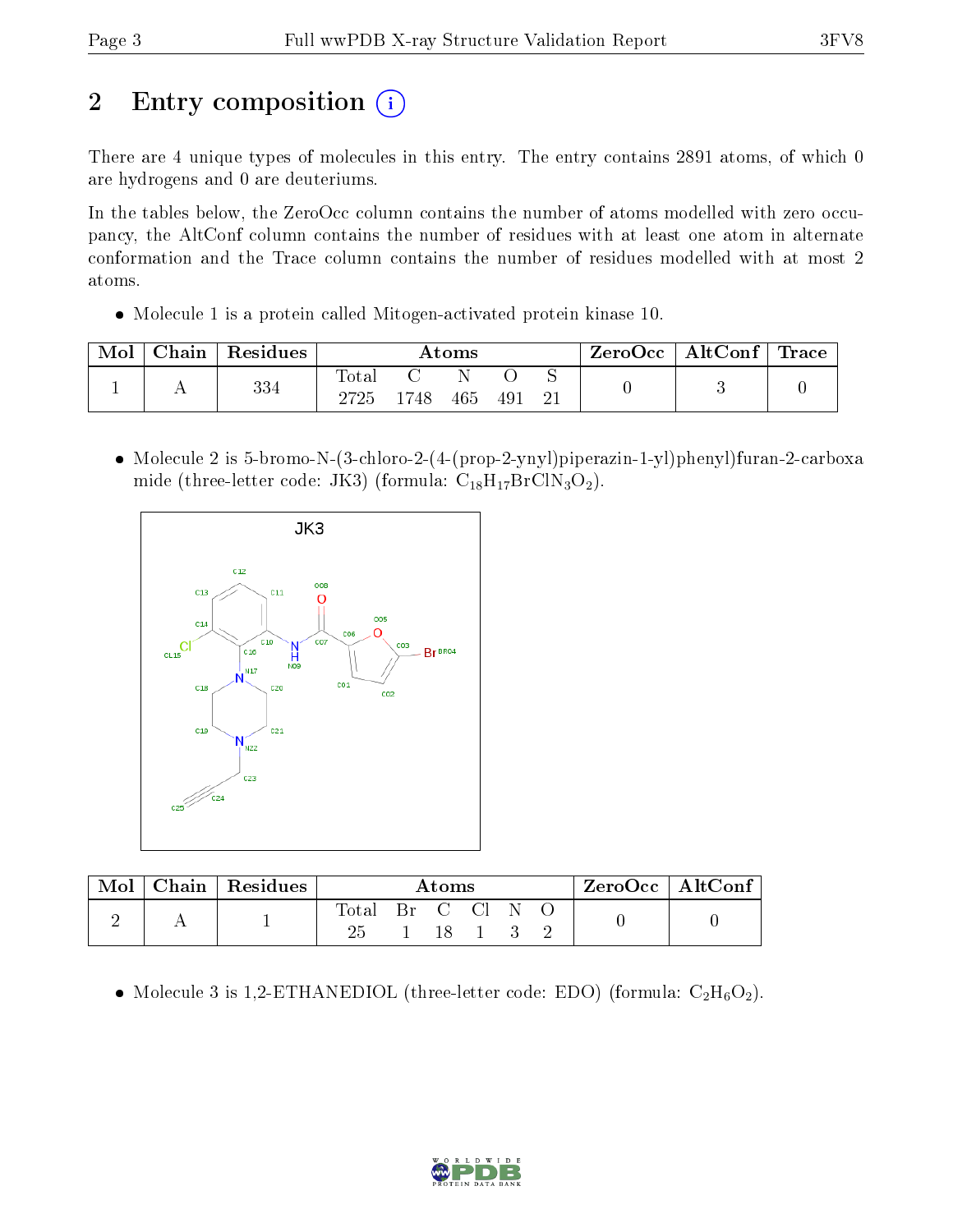# 2 Entry composition

There are 4 unique types of molecules in this entry. The entry contains 2891 atoms, of which 0 are hydrogens and 0 are deuteriums.

In the tables below, the ZeroOcc column contains the number of atoms modelled with zero occupancy, the AltConf column contains the number of residues with at least one atom in alternate conformation and the Trace column contains the number of residues modelled with at most 2 atoms.

- Molecule 1 is a protein called Mitogen-activated protein kinase 10.

| Mol | Chain | Residues | Atoms | | | | | ZeroOcc | AltConf | Trace |
|---|---|---|---|---|---|---|---|---|---|---|
| | | | Total | C | N | O | S | | | |
| 1 | A | 334 | 2725 | 1748 | 465 | 491 | 21 | 0 | 3 | 0 |

- Molecule 2 is 5-bromo-N-(3-chloro-2-(4-(prop-2-ynyl)piperazin-1-yl)phenyl)furan-2-carboxamide (three-letter code: JK3) (formula: $C_{18}H_{17}BrClN_3O_2$).

| Mol | Chain | Residues | Atoms | | | | | | ZeroOcc | AltConf |
|---|---|---|---|---|---|---|---|---|---|---|
| | | | Total | Br | C | Cl | N | O | | |
| 2 | A | 1 | 25 | 1 | 18 | 1 | 3 | 2 | 0 | 0 |

- Molecule 3 is 1,2-ETHANEDIOL (three-letter code: EDO) (formula: $C_2H_6O_2$).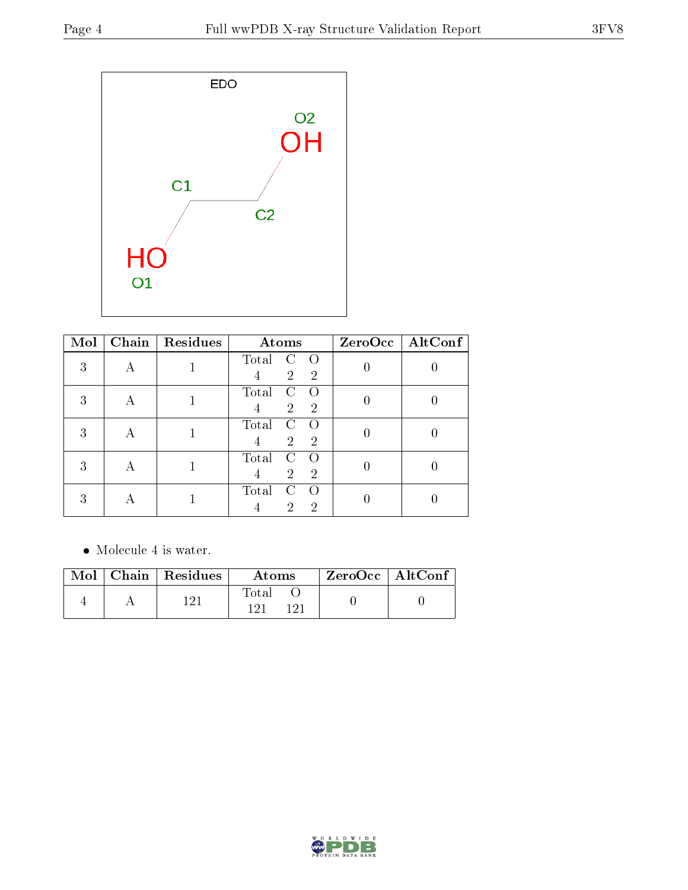EDO

| Mol | Chain | Residues | Atoms | | | ZeroOcc | AltConf |
|---|---|---|---|---|---|---|---|
| | | | Total | C | O | | |
| 3 | A | 1 | 4 | 2 | 2 | 0 | 0 |
| 3 | A | 1 | 4 | 2 | 2 | 0 | 0 |
| 3 | A | 1 | 4 | 2 | 2 | 0 | 0 |
| 3 | A | 1 | 4 | 2 | 2 | 0 | 0 |
| 3 | A | 1 | 4 | 2 | 2 | 0 | 0 |

- Molecule 4 is water.

| Mol | Chain | Residues | Atoms | | ZeroOcc | AltConf |
|---|---|---|---|---|---|---|
| | | | Total | O | | |
| 4 | A | 121 | 121 | 121 | 0 | 0 |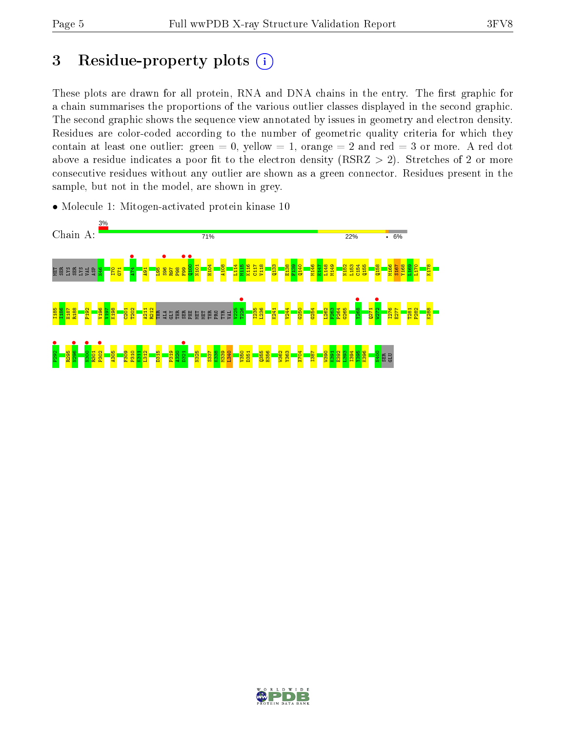# 3 Residue-property plots

These plots are drawn for all protein, RNA and DNA chains in the entry. The first graphic for a chain summarises the proportions of the various outlier classes displayed in the second graphic. The second graphic shows the sequence view annotated by issues in geometry and electron density. Residues are color-coded according to the number of geometric quality criteria for which they contain at least one outlier: green = 0, yellow = 1, orange = 2 and red = 3 or more. A red dot above a residue indicates a poor fit to the electron density (RSRZ > 2). Stretches of 2 or more consecutive residues without any outlier are shown as a green connector. Residues present in the sample, but not in the model, are shown in grey.

- Molecule 1: Mitogen-activated protein kinase 10

Chain A: 3% | 71% | 22% | • | 6%

MET SER LYS SER LYS VAL ASP N46 I70 G71 A74 A91 L95 S96 R97 P98 F99 Q100 N101 H104 A108 L114 M115 K116 C117 V118 Q133 E138 F139 Q140 M146 E147 L148 M149 N152 L153 C154 Q155 Q158 M166 S167 Y168 L169 L170 K178 I185 H186 H187 R188 P192 V196 V197 K198 C201 T202 A211 R212 THR ALA GLY THR SER PHE MET MET THR PRO TYR VAL V225 T226 I235 L236 K241 V244 G250 G254 L262 F263 P264 G265 Y268 Q271 W272 I276 E277 T281 P282 K288 F292 R295 N296 N300 R301 P302 A305 F309 P310 K311 L312 D315 P319 A320 D321 N325 S337 K338 M339 L340 V350 D351 Q355 H356 W362 V363 E364 I387 W390 K391 E392 L393 I394 Y395 K396 N400 SER GLU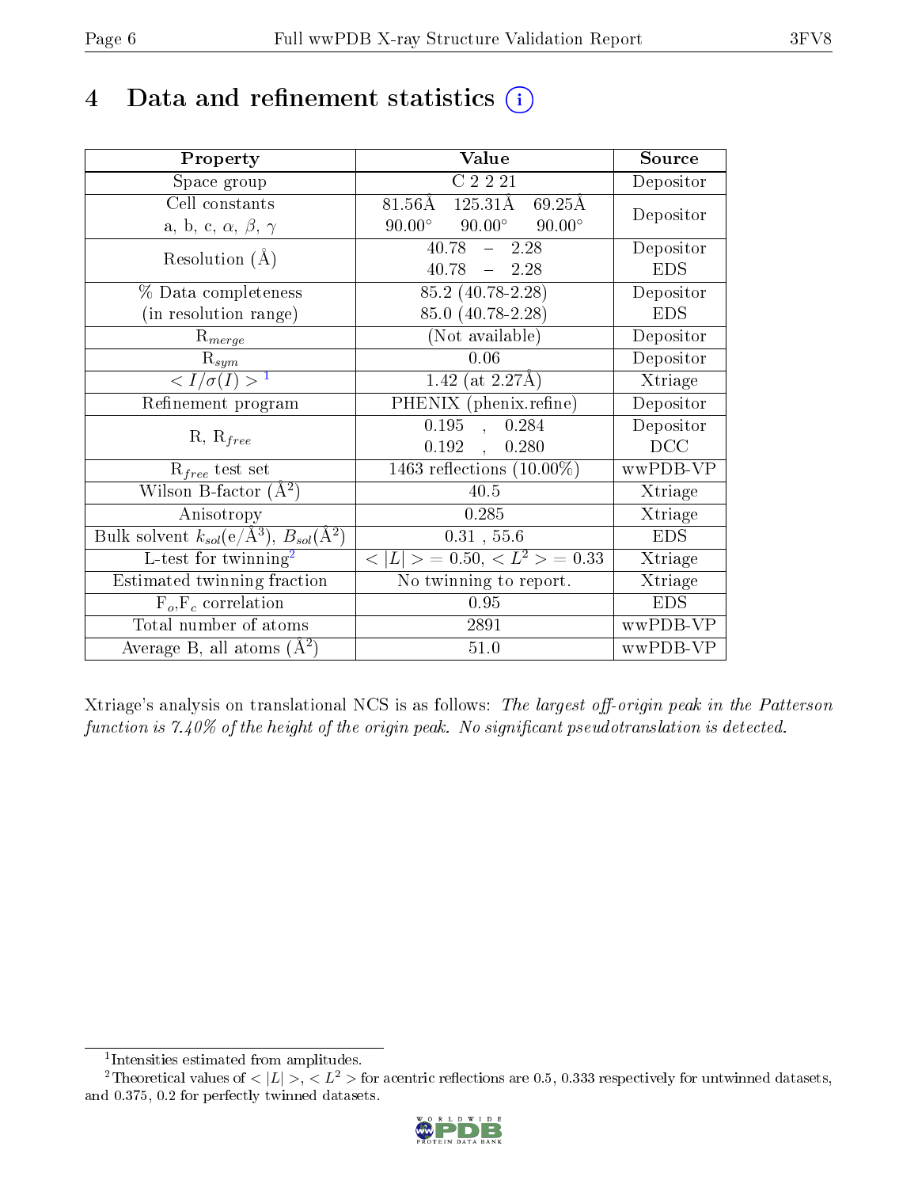# 4 Data and refinement statistics

| Property | Value | Source |
|---|---|---|
| Space group | C 2 2 21 | Depositor |
| Cell constants<br>a, b, c, $\alpha$, $\beta$, $\gamma$ | 81.56Å 125.31Å 69.25Å<br>90.00° 90.00° 90.00° | Depositor |
| Resolution (Å) | 40.78 – 2.28<br>40.78 – 2.28 | Depositor<br>EDS |
| % Data completeness<br>(in resolution range) | 85.2 (40.78-2.28)<br>85.0 (40.78-2.28) | Depositor<br>EDS |
| $R_{merge}$ | (Not available) | Depositor |
| $R_{sym}$ | 0.06 | Depositor |
| $< I/\sigma(I) >$ [1] | 1.42 (at 2.27Å) | Xtriage |
| Refinement program | PHENIX (phenix.refine) | Depositor |
| R, $R_{free}$ | 0.195 , 0.284<br>0.192 , 0.280 | Depositor<br>DCC |
| $R_{free}$ test set | 1463 reflections (10.00%) | wwPDB-VP |
| Wilson B-factor (Å$^2$) | 40.5 | Xtriage |
| Anisotropy | 0.285 | Xtriage |
| Bulk solvent $k_{sol}$(e/Å$^3$), $B_{sol}$(Å$^2$) | 0.31 , 55.6 | EDS |
| L-test for twinning[2] | $< \|L\| >$ = 0.50, $< L^2 >$ = 0.33 | Xtriage |
| Estimated twinning fraction | No twinning to report. | Xtriage |
| $F_o$,$F_c$ correlation | 0.95 | EDS |
| Total number of atoms | 2891 | wwPDB-VP |
| Average B, all atoms (Å$^2$) | 51.0 | wwPDB-VP |

Xtriage's analysis on translational NCS is as follows: *The largest off-origin peak in the Patterson function is 7.40% of the height of the origin peak. No significant pseudotranslation is detected.*

[1] Intensities estimated from amplitudes.

[2] Theoretical values of $< |L| >$, $< L^2 >$ for acentric reflections are 0.5, 0.333 respectively for untwinned datasets, and 0.375, 0.2 for perfectly twinned datasets.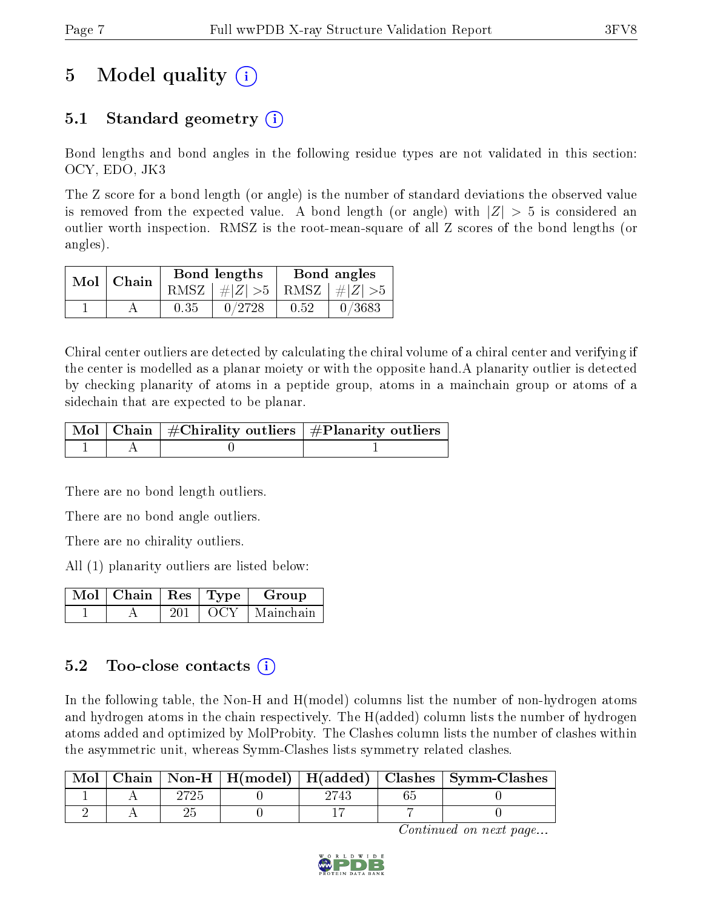# 5 Model quality (i)

## 5.1 Standard geometry (i)

Bond lengths and bond angles in the following residue types are not validated in this section: OCY, EDO, JK3

The Z score for a bond length (or angle) is the number of standard deviations the observed value is removed from the expected value. A bond length (or angle) with $|Z| > 5$ is considered an outlier worth inspection. RMSZ is the root-mean-square of all Z scores of the bond lengths (or angles).

| Mol | Chain | Bond lengths | | Bond angles | |
|---|---|---|---|---|---|
| | | RMSZ | $\#\|Z\| > 5$ | RMSZ | $\#\|Z\| > 5$ |
| 1 | A | 0.35 | 0/2728 | 0.52 | 0/3683 |

Chiral center outliers are detected by calculating the chiral volume of a chiral center and verifying if the center is modelled as a planar moiety or with the opposite hand.A planarity outlier is detected by checking planarity of atoms in a peptide group, atoms in a mainchain group or atoms of a sidechain that are expected to be planar.

| Mol | Chain | #Chirality outliers | #Planarity outliers |
|---|---|---|---|
| 1 | A | 0 | 1 |

There are no bond length outliers.

There are no bond angle outliers.

There are no chirality outliers.

All (1) planarity outliers are listed below:

| Mol | Chain | Res | Type | Group |
|---|---|---|---|---|
| 1 | A | 201 | OCY | Mainchain |

## 5.2 Too-close contacts (i)

In the following table, the Non-H and H(model) columns list the number of non-hydrogen atoms and hydrogen atoms in the chain respectively. The H(added) column lists the number of hydrogen atoms added and optimized by MolProbity. The Clashes column lists the number of clashes within the asymmetric unit, whereas Symm-Clashes lists symmetry related clashes.

| Mol | Chain | Non-H | H(model) | H(added) | Clashes | Symm-Clashes |
|---|---|---|---|---|---|---|
| 1 | A | 2725 | 0 | 2743 | 65 | 0 |
| 2 | A | 25 | 0 | 17 | 7 | 0 |

*Continued on next page...*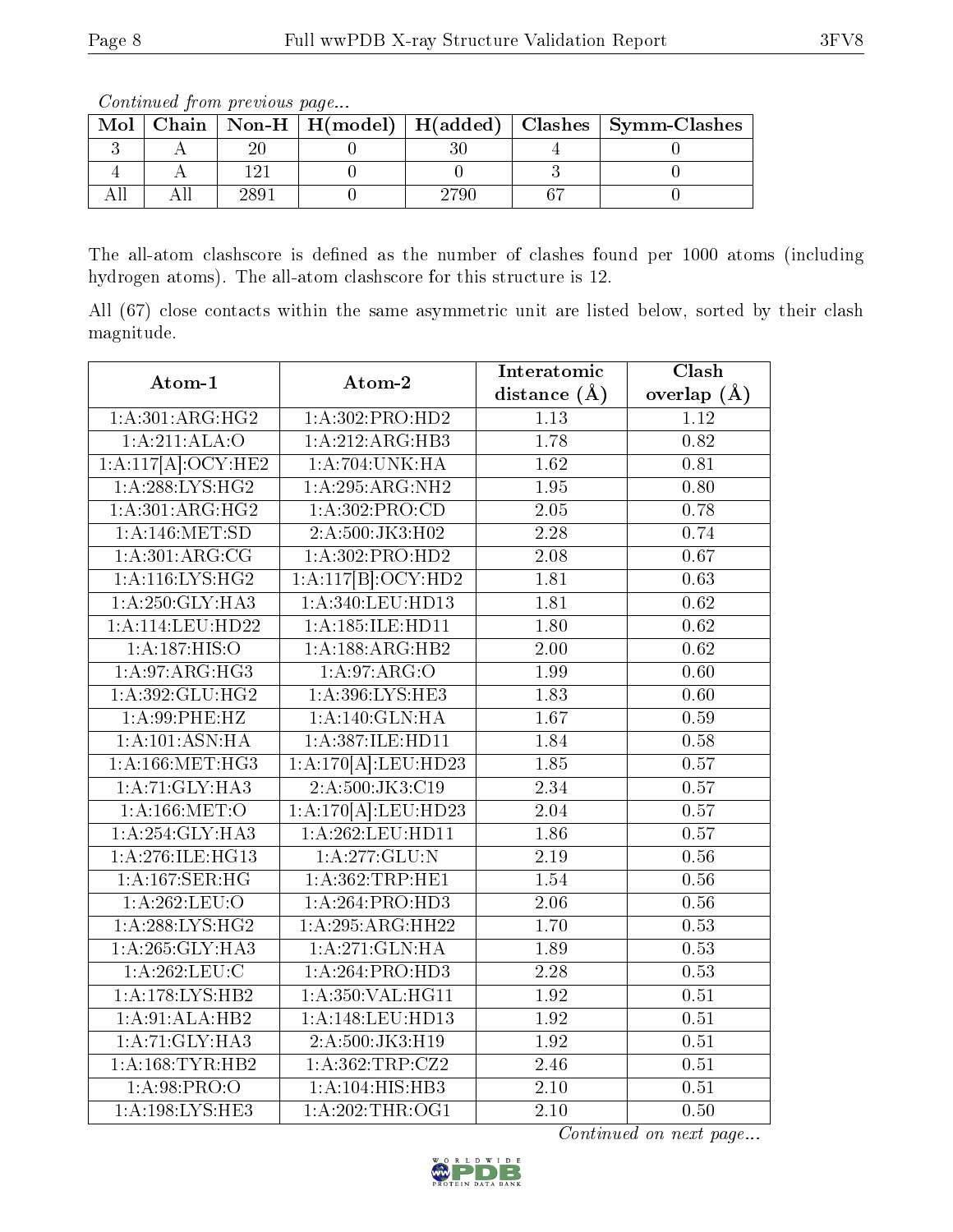*Continued from previous page...*

| Mol | Chain | Non-H | H(model) | H(added) | Clashes | Symm-Clashes |
|---|---|---|---|---|---|---|
| 3 | A | 20 | 0 | 30 | 4 | 0 |
| 4 | A | 121 | 0 | 0 | 3 | 0 |
| All | All | 2891 | 0 | 2790 | 67 | 0 |

The all-atom clashscore is defined as the number of clashes found per 1000 atoms (including hydrogen atoms). The all-atom clashscore for this structure is 12.

All (67) close contacts within the same asymmetric unit are listed below, sorted by their clash magnitude.

| Atom-1 | Atom-2 | Interatomic distance (Å) | Clash overlap (Å) |
|---|---|---|---|
| 1:A:301:ARG:HG2 | 1:A:302:PRO:HD2 | 1.13 | 1.12 |
| 1:A:211:ALA:O | 1:A:212:ARG:HB3 | 1.78 | 0.82 |
| 1:A:117[A]:OCY:HE2 | 1:A:704:UNK:HA | 1.62 | 0.81 |
| 1:A:288:LYS:HG2 | 1:A:295:ARG:NH2 | 1.95 | 0.80 |
| 1:A:301:ARG:HG2 | 1:A:302:PRO:CD | 2.05 | 0.78 |
| 1:A:146:MET:SD | 2:A:500:JK3:H02 | 2.28 | 0.74 |
| 1:A:301:ARG:CG | 1:A:302:PRO:HD2 | 2.08 | 0.67 |
| 1:A:116:LYS:HG2 | 1:A:117[B]:OCY:HD2 | 1.81 | 0.63 |
| 1:A:250:GLY:HA3 | 1:A:340:LEU:HD13 | 1.81 | 0.62 |
| 1:A:114:LEU:HD22 | 1:A:185:ILE:HD11 | 1.80 | 0.62 |
| 1:A:187:HIS:O | 1:A:188:ARG:HB2 | 2.00 | 0.62 |
| 1:A:97:ARG:HG3 | 1:A:97:ARG:O | 1.99 | 0.60 |
| 1:A:392:GLU:HG2 | 1:A:396:LYS:HE3 | 1.83 | 0.60 |
| 1:A:99:PHE:HZ | 1:A:140:GLN:HA | 1.67 | 0.59 |
| 1:A:101:ASN:HA | 1:A:387:ILE:HD11 | 1.84 | 0.58 |
| 1:A:166:MET:HG3 | 1:A:170[A]:LEU:HD23 | 1.85 | 0.57 |
| 1:A:71:GLY:HA3 | 2:A:500:JK3:C19 | 2.34 | 0.57 |
| 1:A:166:MET:O | 1:A:170[A]:LEU:HD23 | 2.04 | 0.57 |
| 1:A:254:GLY:HA3 | 1:A:262:LEU:HD11 | 1.86 | 0.57 |
| 1:A:276:ILE:HG13 | 1:A:277:GLU:N | 2.19 | 0.56 |
| 1:A:167:SER:HG | 1:A:362:TRP:HE1 | 1.54 | 0.56 |
| 1:A:262:LEU:O | 1:A:264:PRO:HD3 | 2.06 | 0.56 |
| 1:A:288:LYS:HG2 | 1:A:295:ARG:HH22 | 1.70 | 0.53 |
| 1:A:265:GLY:HA3 | 1:A:271:GLN:HA | 1.89 | 0.53 |
| 1:A:262:LEU:C | 1:A:264:PRO:HD3 | 2.28 | 0.53 |
| 1:A:178:LYS:HB2 | 1:A:350:VAL:HG11 | 1.92 | 0.51 |
| 1:A:91:ALA:HB2 | 1:A:148:LEU:HD13 | 1.92 | 0.51 |
| 1:A:71:GLY:HA3 | 2:A:500:JK3:H19 | 1.92 | 0.51 |
| 1:A:168:TYR:HB2 | 1:A:362:TRP:CZ2 | 2.46 | 0.51 |
| 1:A:98:PRO:O | 1:A:104:HIS:HB3 | 2.10 | 0.51 |
| 1:A:198:LYS:HE3 | 1:A:202:THR:OG1 | 2.10 | 0.50 |

*Continued on next page...*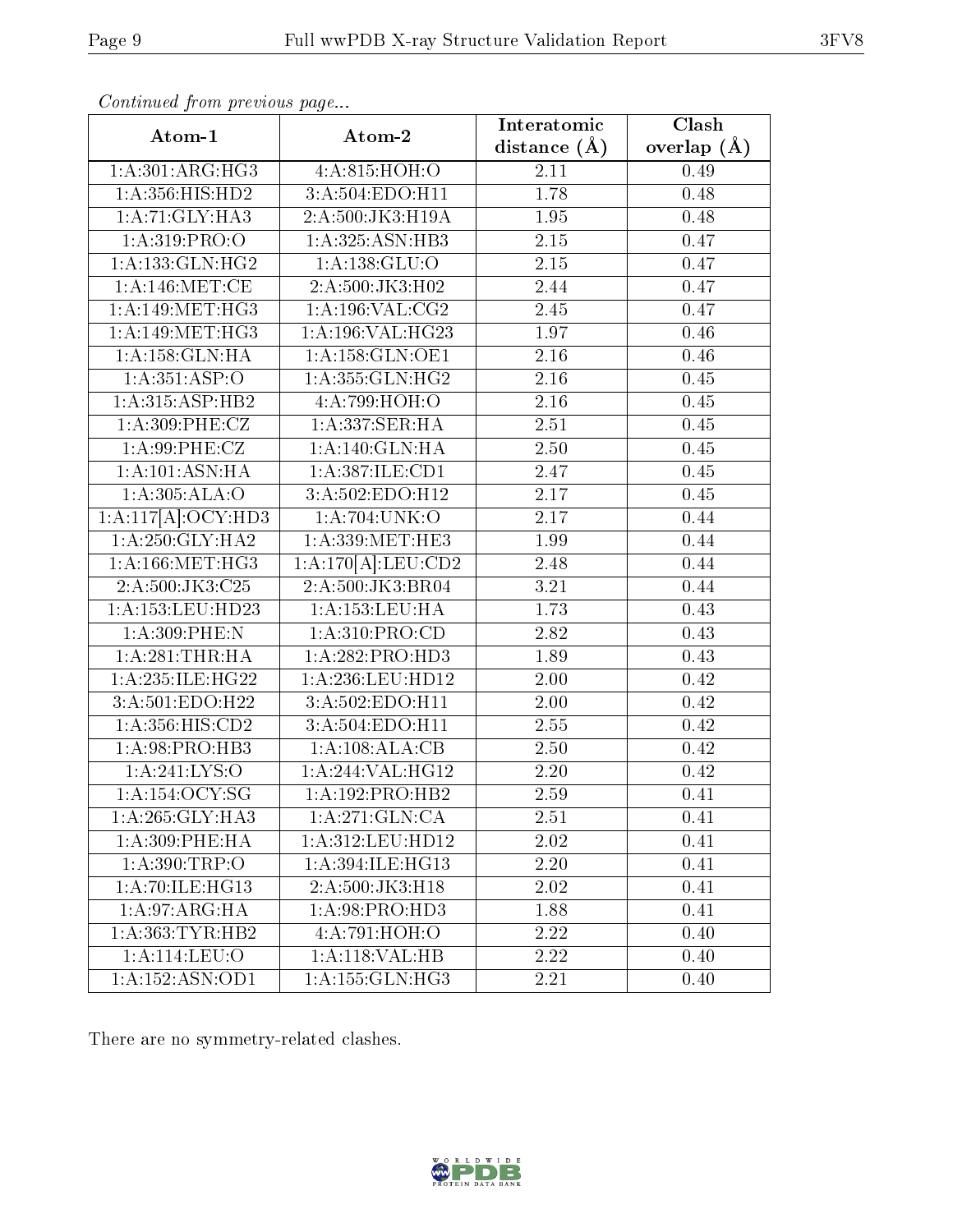*Continued from previous page...*

| Atom-1 | Atom-2 | Interatomic distance (Å) | Clash overlap (Å) |
|---|---|---|---|
| 1:A:301:ARG:HG3 | 4:A:815:HOH:O | 2.11 | 0.49 |
| 1:A:356:HIS:HD2 | 3:A:504:EDO:H11 | 1.78 | 0.48 |
| 1:A:71:GLY:HA3 | 2:A:500:JK3:H19A | 1.95 | 0.48 |
| 1:A:319:PRO:O | 1:A:325:ASN:HB3 | 2.15 | 0.47 |
| 1:A:133:GLN:HG2 | 1:A:138:GLU:O | 2.15 | 0.47 |
| 1:A:146:MET:CE | 2:A:500:JK3:H02 | 2.44 | 0.47 |
| 1:A:149:MET:HG3 | 1:A:196:VAL:CG2 | 2.45 | 0.47 |
| 1:A:149:MET:HG3 | 1:A:196:VAL:HG23 | 1.97 | 0.46 |
| 1:A:158:GLN:HA | 1:A:158:GLN:OE1 | 2.16 | 0.46 |
| 1:A:351:ASP:O | 1:A:355:GLN:HG2 | 2.16 | 0.45 |
| 1:A:315:ASP:HB2 | 4:A:799:HOH:O | 2.16 | 0.45 |
| 1:A:309:PHE:CZ | 1:A:337:SER:HA | 2.51 | 0.45 |
| 1:A:99:PHE:CZ | 1:A:140:GLN:HA | 2.50 | 0.45 |
| 1:A:101:ASN:HA | 1:A:387:ILE:CD1 | 2.47 | 0.45 |
| 1:A:305:ALA:O | 3:A:502:EDO:H12 | 2.17 | 0.45 |
| 1:A:117[A]:OCY:HD3 | 1:A:704:UNK:O | 2.17 | 0.44 |
| 1:A:250:GLY:HA2 | 1:A:339:MET:HE3 | 1.99 | 0.44 |
| 1:A:166:MET:HG3 | 1:A:170[A]:LEU:CD2 | 2.48 | 0.44 |
| 2:A:500:JK3:C25 | 2:A:500:JK3:BR04 | 3.21 | 0.44 |
| 1:A:153:LEU:HD23 | 1:A:153:LEU:HA | 1.73 | 0.43 |
| 1:A:309:PHE:N | 1:A:310:PRO:CD | 2.82 | 0.43 |
| 1:A:281:THR:HA | 1:A:282:PRO:HD3 | 1.89 | 0.43 |
| 1:A:235:ILE:HG22 | 1:A:236:LEU:HD12 | 2.00 | 0.42 |
| 3:A:501:EDO:H22 | 3:A:502:EDO:H11 | 2.00 | 0.42 |
| 1:A:356:HIS:CD2 | 3:A:504:EDO:H11 | 2.55 | 0.42 |
| 1:A:98:PRO:HB3 | 1:A:108:ALA:CB | 2.50 | 0.42 |
| 1:A:241:LYS:O | 1:A:244:VAL:HG12 | 2.20 | 0.42 |
| 1:A:154:OCY:SG | 1:A:192:PRO:HB2 | 2.59 | 0.41 |
| 1:A:265:GLY:HA3 | 1:A:271:GLN:CA | 2.51 | 0.41 |
| 1:A:309:PHE:HA | 1:A:312:LEU:HD12 | 2.02 | 0.41 |
| 1:A:390:TRP:O | 1:A:394:ILE:HG13 | 2.20 | 0.41 |
| 1:A:70:ILE:HG13 | 2:A:500:JK3:H18 | 2.02 | 0.41 |
| 1:A:97:ARG:HA | 1:A:98:PRO:HD3 | 1.88 | 0.41 |
| 1:A:363:TYR:HB2 | 4:A:791:HOH:O | 2.22 | 0.40 |
| 1:A:114:LEU:O | 1:A:118:VAL:HB | 2.22 | 0.40 |
| 1:A:152:ASN:OD1 | 1:A:155:GLN:HG3 | 2.21 | 0.40 |

There are no symmetry-related clashes.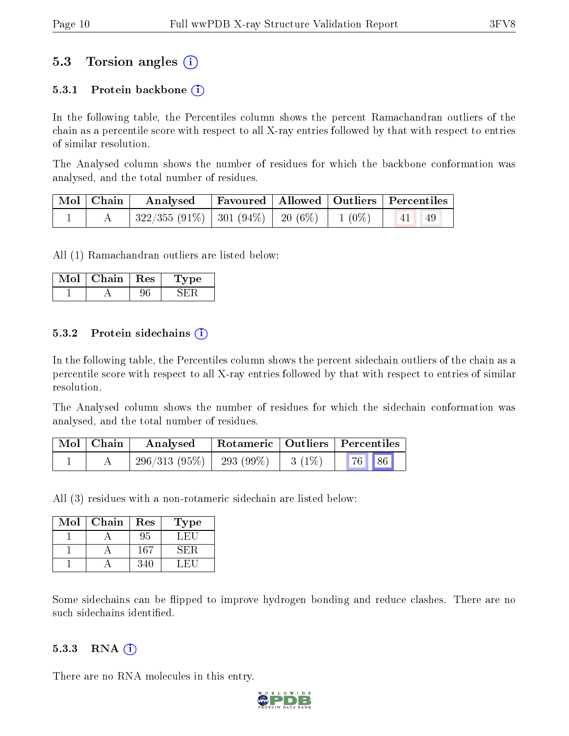## 5.3 Torsion angles (i)

### 5.3.1 Protein backbone (i)

In the following table, the Percentiles column shows the percent Ramachandran outliers of the chain as a percentile score with respect to all X-ray entries followed by that with respect to entries of similar resolution.

The Analysed column shows the number of residues for which the backbone conformation was analysed, and the total number of residues.

| Mol | Chain | Analysed | Favoured | Allowed | Outliers | Percentiles | |
|---|---|---|---|---|---|---|---|
| 1 | A | 322/355 (91%) | 301 (94%) | 20 (6%) | 1 (0%) | 41 | 49 |

All (1) Ramachandran outliers are listed below:

| Mol | Chain | Res | Type |
|---|---|---|---|
| 1 | A | 96 | SER |

### 5.3.2 Protein sidechains (i)

In the following table, the Percentiles column shows the percent sidechain outliers of the chain as a percentile score with respect to all X-ray entries followed by that with respect to entries of similar resolution.

The Analysed column shows the number of residues for which the sidechain conformation was analysed, and the total number of residues.

| Mol | Chain | Analysed | Rotameric | Outliers | Percentiles | |
|---|---|---|---|---|---|---|
| 1 | A | 296/313 (95%) | 293 (99%) | 3 (1%) | 76 | 86 |

All (3) residues with a non-rotameric sidechain are listed below:

| Mol | Chain | Res | Type |
|---|---|---|---|
| 1 | A | 95 | LEU |
| 1 | A | 167 | SER |
| 1 | A | 340 | LEU |

Some sidechains can be flipped to improve hydrogen bonding and reduce clashes. There are no such sidechains identified.

### 5.3.3 RNA (i)

There are no RNA molecules in this entry.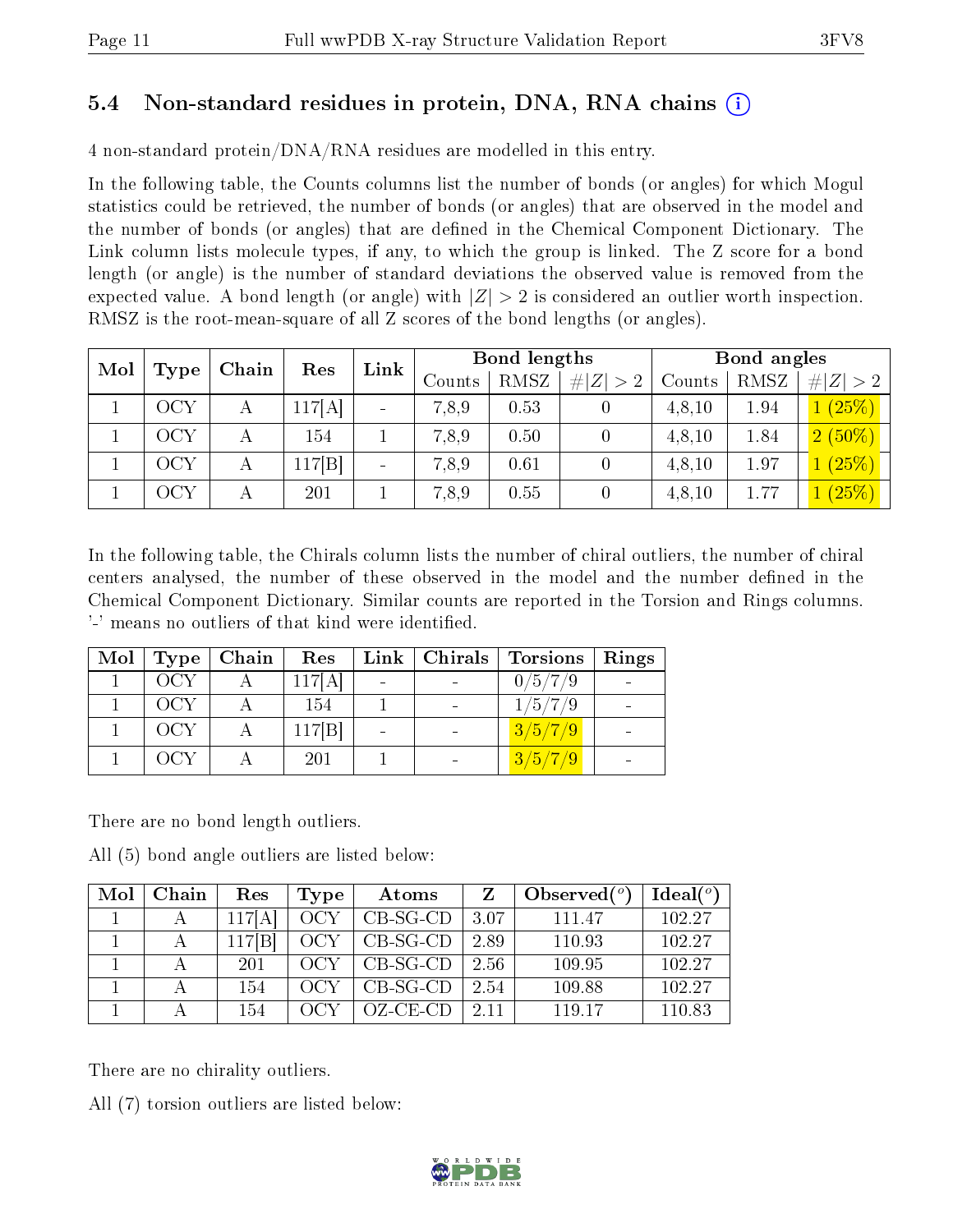## 5.4 Non-standard residues in protein, DNA, RNA chains

4 non-standard protein/DNA/RNA residues are modelled in this entry.

In the following table, the Counts columns list the number of bonds (or angles) for which Mogul statistics could be retrieved, the number of bonds (or angles) that are observed in the model and the number of bonds (or angles) that are defined in the Chemical Component Dictionary. The Link column lists molecule types, if any, to which the group is linked. The Z score for a bond length (or angle) is the number of standard deviations the observed value is removed from the expected value. A bond length (or angle) with $|Z| > 2$ is considered an outlier worth inspection. RMSZ is the root-mean-square of all Z scores of the bond lengths (or angles).

| Mol | Type | Chain | Res | Link | Bond lengths | | | Bond angles | | |
|---|---|---|---|---|---|---|---|---|---|---|
| | | | | | Counts | RMSZ | $\#\|Z\|>2$ | Counts | RMSZ | $\#\|Z\|>2$ |
| 1 | OCY | A | 117[A] | - | 7,8,9 | 0.53 | 0 | 4,8,10 | 1.94 | 1 (25%) |
| 1 | OCY | A | 154 | 1 | 7,8,9 | 0.50 | 0 | 4,8,10 | 1.84 | 2 (50%) |
| 1 | OCY | A | 117[B] | - | 7,8,9 | 0.61 | 0 | 4,8,10 | 1.97 | 1 (25%) |
| 1 | OCY | A | 201 | 1 | 7,8,9 | 0.55 | 0 | 4,8,10 | 1.77 | 1 (25%) |

In the following table, the Chirals column lists the number of chiral outliers, the number of chiral centers analysed, the number of these observed in the model and the number defined in the Chemical Component Dictionary. Similar counts are reported in the Torsion and Rings columns. '-' means no outliers of that kind were identified.

| Mol | Type | Chain | Res | Link | Chirals | Torsions | Rings |
|---|---|---|---|---|---|---|---|
| 1 | OCY | A | 117[A] | - | - | 0/5/7/9 | - |
| 1 | OCY | A | 154 | 1 | - | 1/5/7/9 | - |
| 1 | OCY | A | 117[B] | - | - | 3/5/7/9 | - |
| 1 | OCY | A | 201 | 1 | - | 3/5/7/9 | - |

There are no bond length outliers.

All (5) bond angle outliers are listed below:

| Mol | Chain | Res | Type | Atoms | Z | Observed(°) | Ideal(°) |
|---|---|---|---|---|---|---|---|
| 1 | A | 117[A] | OCY | CB-SG-CD | 3.07 | 111.47 | 102.27 |
| 1 | A | 117[B] | OCY | CB-SG-CD | 2.89 | 110.93 | 102.27 |
| 1 | A | 201 | OCY | CB-SG-CD | 2.56 | 109.95 | 102.27 |
| 1 | A | 154 | OCY | CB-SG-CD | 2.54 | 109.88 | 102.27 |
| 1 | A | 154 | OCY | OZ-CE-CD | 2.11 | 119.17 | 110.83 |

There are no chirality outliers.

All (7) torsion outliers are listed below: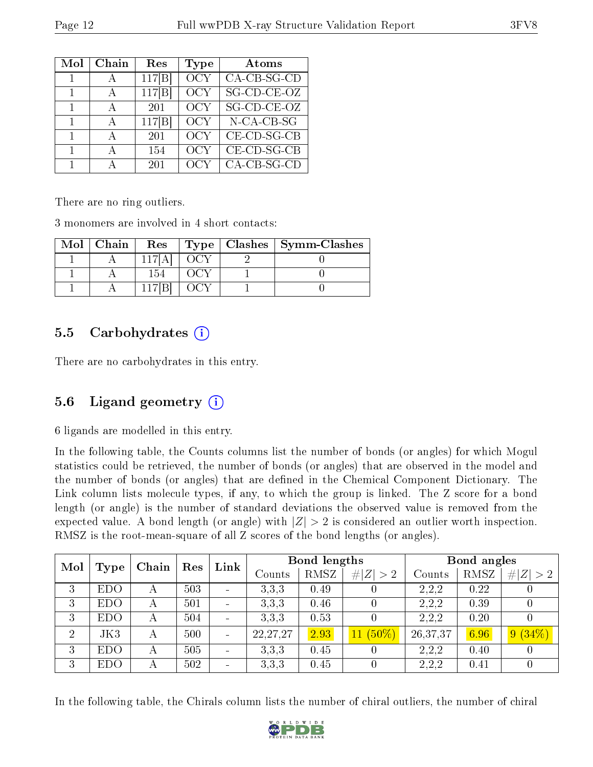| Mol | Chain | Res | Type | Atoms |
|---|---|---|---|---|
| 1 | A | 117[B] | OCY | CA-CB-SG-CD |
| 1 | A | 117[B] | OCY | SG-CD-CE-OZ |
| 1 | A | 201 | OCY | SG-CD-CE-OZ |
| 1 | A | 117[B] | OCY | N-CA-CB-SG |
| 1 | A | 201 | OCY | CE-CD-SG-CB |
| 1 | A | 154 | OCY | CE-CD-SG-CB |
| 1 | A | 201 | OCY | CA-CB-SG-CD |

There are no ring outliers.

3 monomers are involved in 4 short contacts:

| Mol | Chain | Res | Type | Clashes | Symm-Clashes |
|---|---|---|---|---|---|
| 1 | A | 117[A] | OCY | 2 | 0 |
| 1 | A | 154 | OCY | 1 | 0 |
| 1 | A | 117[B] | OCY | 1 | 0 |

## 5.5 Carbohydrates

There are no carbohydrates in this entry.

## 5.6 Ligand geometry

6 ligands are modelled in this entry.

In the following table, the Counts columns list the number of bonds (or angles) for which Mogul statistics could be retrieved, the number of bonds (or angles) that are observed in the model and the number of bonds (or angles) that are defined in the Chemical Component Dictionary. The Link column lists molecule types, if any, to which the group is linked. The Z score for a bond length (or angle) is the number of standard deviations the observed value is removed from the expected value. A bond length (or angle) with $|Z| > 2$ is considered an outlier worth inspection. RMSZ is the root-mean-square of all Z scores of the bond lengths (or angles).

| Mol | Type | Chain | Res | Link | Bond lengths | | | Bond angles | | |
|---|---|---|---|---|---|---|---|---|---|---|
| | | | | | Counts | RMSZ | $\#\|Z\| > 2$ | Counts | RMSZ | $\#\|Z\| > 2$ |
| 3 | EDO | A | 503 | - | 3,3,3 | 0.49 | 0 | 2,2,2 | 0.22 | 0 |
| 3 | EDO | A | 501 | - | 3,3,3 | 0.46 | 0 | 2,2,2 | 0.39 | 0 |
| 3 | EDO | A | 504 | - | 3,3,3 | 0.53 | 0 | 2,2,2 | 0.20 | 0 |
| 2 | JK3 | A | 500 | - | 22,27,27 | 2.93 | 11 (50%) | 26,37,37 | 6.96 | 9 (34%) |
| 3 | EDO | A | 505 | - | 3,3,3 | 0.45 | 0 | 2,2,2 | 0.40 | 0 |
| 3 | EDO | A | 502 | - | 3,3,3 | 0.45 | 0 | 2,2,2 | 0.41 | 0 |

In the following table, the Chirals column lists the number of chiral outliers, the number of chiral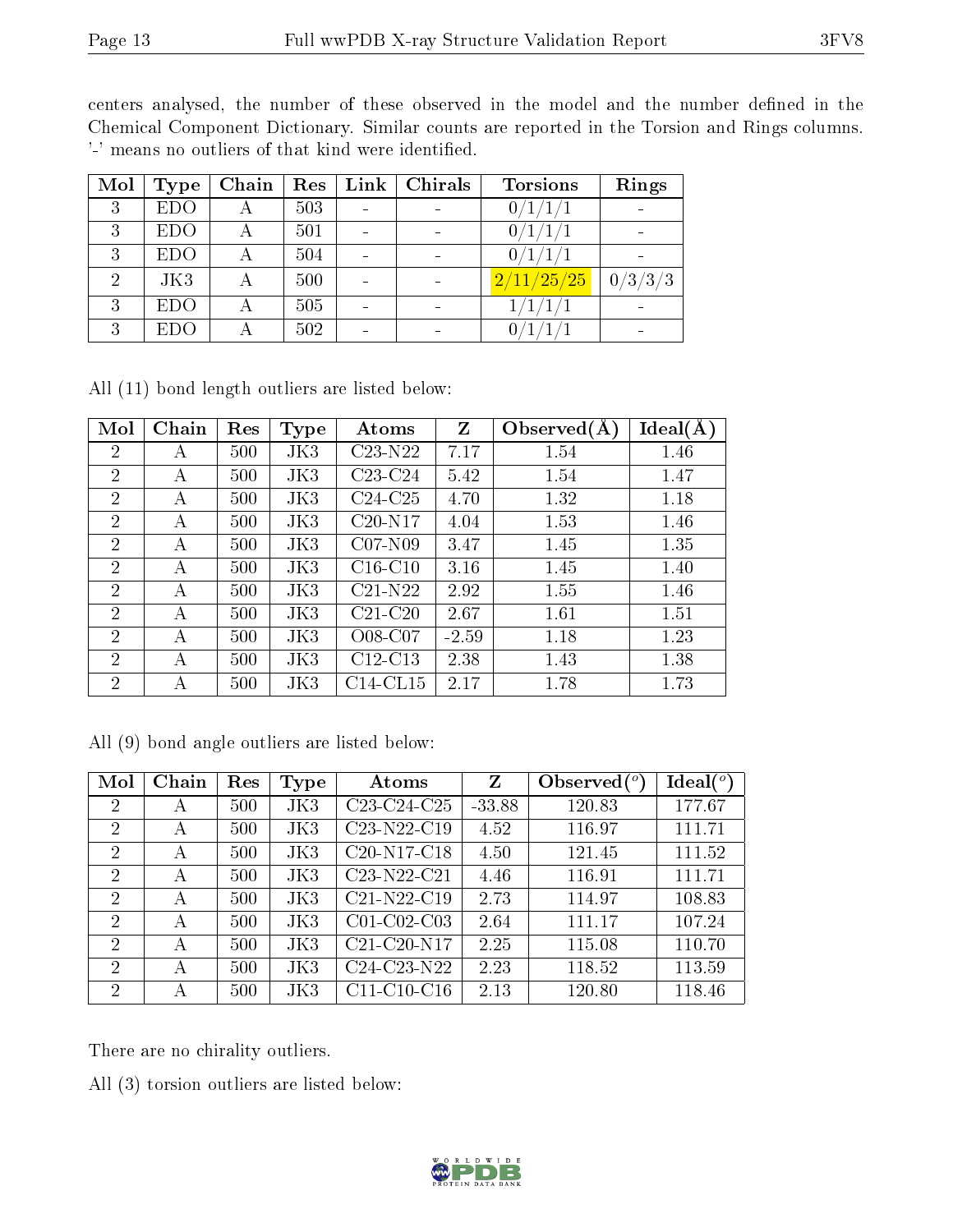centers analysed, the number of these observed in the model and the number defined in the Chemical Component Dictionary. Similar counts are reported in the Torsion and Rings columns. '-' means no outliers of that kind were identified.

| Mol | Type | Chain | Res | Link | Chirals | Torsions | Rings |
|---|---|---|---|---|---|---|---|
| 3 | EDO | A | 503 | - | - | 0/1/1/1 | - |
| 3 | EDO | A | 501 | - | - | 0/1/1/1 | - |
| 3 | EDO | A | 504 | - | - | 0/1/1/1 | - |
| 2 | JK3 | A | 500 | - | - | 2/11/25/25 | 0/3/3/3 |
| 3 | EDO | A | 505 | - | - | 1/1/1/1 | - |
| 3 | EDO | A | 502 | - | - | 0/1/1/1 | - |

All (11) bond length outliers are listed below:

| Mol | Chain | Res | Type | Atoms | Z | Observed(Å) | Ideal(Å) |
|---|---|---|---|---|---|---|---|
| 2 | A | 500 | JK3 | C23-N22 | 7.17 | 1.54 | 1.46 |
| 2 | A | 500 | JK3 | C23-C24 | 5.42 | 1.54 | 1.47 |
| 2 | A | 500 | JK3 | C24-C25 | 4.70 | 1.32 | 1.18 |
| 2 | A | 500 | JK3 | C20-N17 | 4.04 | 1.53 | 1.46 |
| 2 | A | 500 | JK3 | C07-N09 | 3.47 | 1.45 | 1.35 |
| 2 | A | 500 | JK3 | C16-C10 | 3.16 | 1.45 | 1.40 |
| 2 | A | 500 | JK3 | C21-N22 | 2.92 | 1.55 | 1.46 |
| 2 | A | 500 | JK3 | C21-C20 | 2.67 | 1.61 | 1.51 |
| 2 | A | 500 | JK3 | O08-C07 | -2.59 | 1.18 | 1.23 |
| 2 | A | 500 | JK3 | C12-C13 | 2.38 | 1.43 | 1.38 |
| 2 | A | 500 | JK3 | C14-CL15 | 2.17 | 1.78 | 1.73 |

All (9) bond angle outliers are listed below:

| Mol | Chain | Res | Type | Atoms | Z | Observed(°) | Ideal(°) |
|---|---|---|---|---|---|---|---|
| 2 | A | 500 | JK3 | C23-C24-C25 | -33.88 | 120.83 | 177.67 |
| 2 | A | 500 | JK3 | C23-N22-C19 | 4.52 | 116.97 | 111.71 |
| 2 | A | 500 | JK3 | C20-N17-C18 | 4.50 | 121.45 | 111.52 |
| 2 | A | 500 | JK3 | C23-N22-C21 | 4.46 | 116.91 | 111.71 |
| 2 | A | 500 | JK3 | C21-N22-C19 | 2.73 | 114.97 | 108.83 |
| 2 | A | 500 | JK3 | C01-C02-C03 | 2.64 | 111.17 | 107.24 |
| 2 | A | 500 | JK3 | C21-C20-N17 | 2.25 | 115.08 | 110.70 |
| 2 | A | 500 | JK3 | C24-C23-N22 | 2.23 | 118.52 | 113.59 |
| 2 | A | 500 | JK3 | C11-C10-C16 | 2.13 | 120.80 | 118.46 |

There are no chirality outliers.

All (3) torsion outliers are listed below: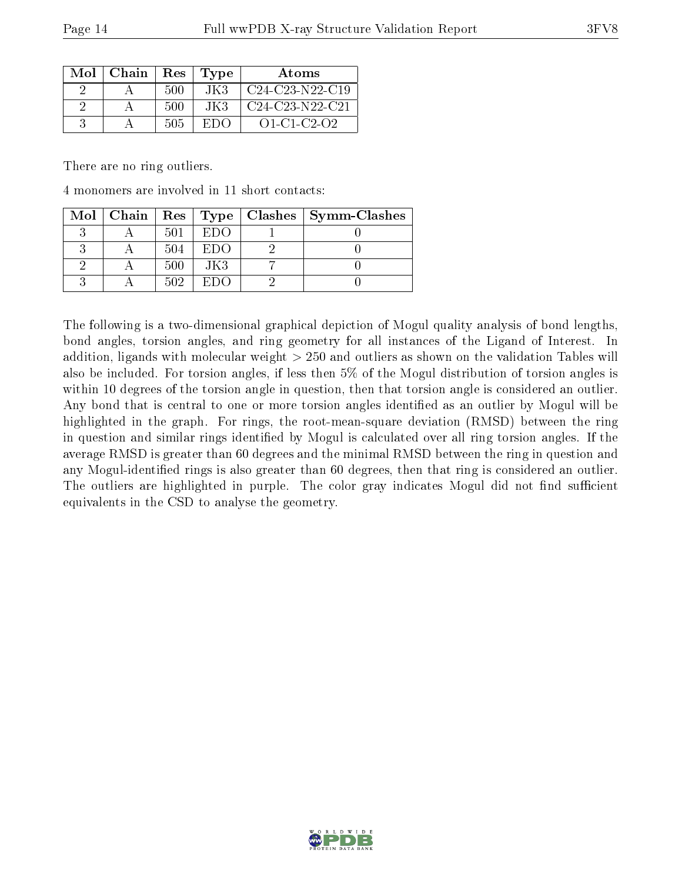| Mol | Chain | Res | Type | Atoms |
| --- | --- | --- | --- | --- |
| 2 | A | 500 | JK3 | C24-C23-N22-C19 |
| 2 | A | 500 | JK3 | C24-C23-N22-C21 |
| 3 | A | 505 | EDO | O1-C1-C2-O2 |

There are no ring outliers.

4 monomers are involved in 11 short contacts:

| Mol | Chain | Res | Type | Clashes | Symm-Clashes |
| --- | --- | --- | --- | --- | --- |
| 3 | A | 501 | EDO | 1 | 0 |
| 3 | A | 504 | EDO | 2 | 0 |
| 2 | A | 500 | JK3 | 7 | 0 |
| 3 | A | 502 | EDO | 2 | 0 |

The following is a two-dimensional graphical depiction of Mogul quality analysis of bond lengths, bond angles, torsion angles, and ring geometry for all instances of the Ligand of Interest. In addition, ligands with molecular weight > 250 and outliers as shown on the validation Tables will also be included. For torsion angles, if less then 5% of the Mogul distribution of torsion angles is within 10 degrees of the torsion angle in question, then that torsion angle is considered an outlier. Any bond that is central to one or more torsion angles identified as an outlier by Mogul will be highlighted in the graph. For rings, the root-mean-square deviation (RMSD) between the ring in question and similar rings identified by Mogul is calculated over all ring torsion angles. If the average RMSD is greater than 60 degrees and the minimal RMSD between the ring in question and any Mogul-identified rings is also greater than 60 degrees, then that ring is considered an outlier. The outliers are highlighted in purple. The color gray indicates Mogul did not find sufficient equivalents in the CSD to analyse the geometry.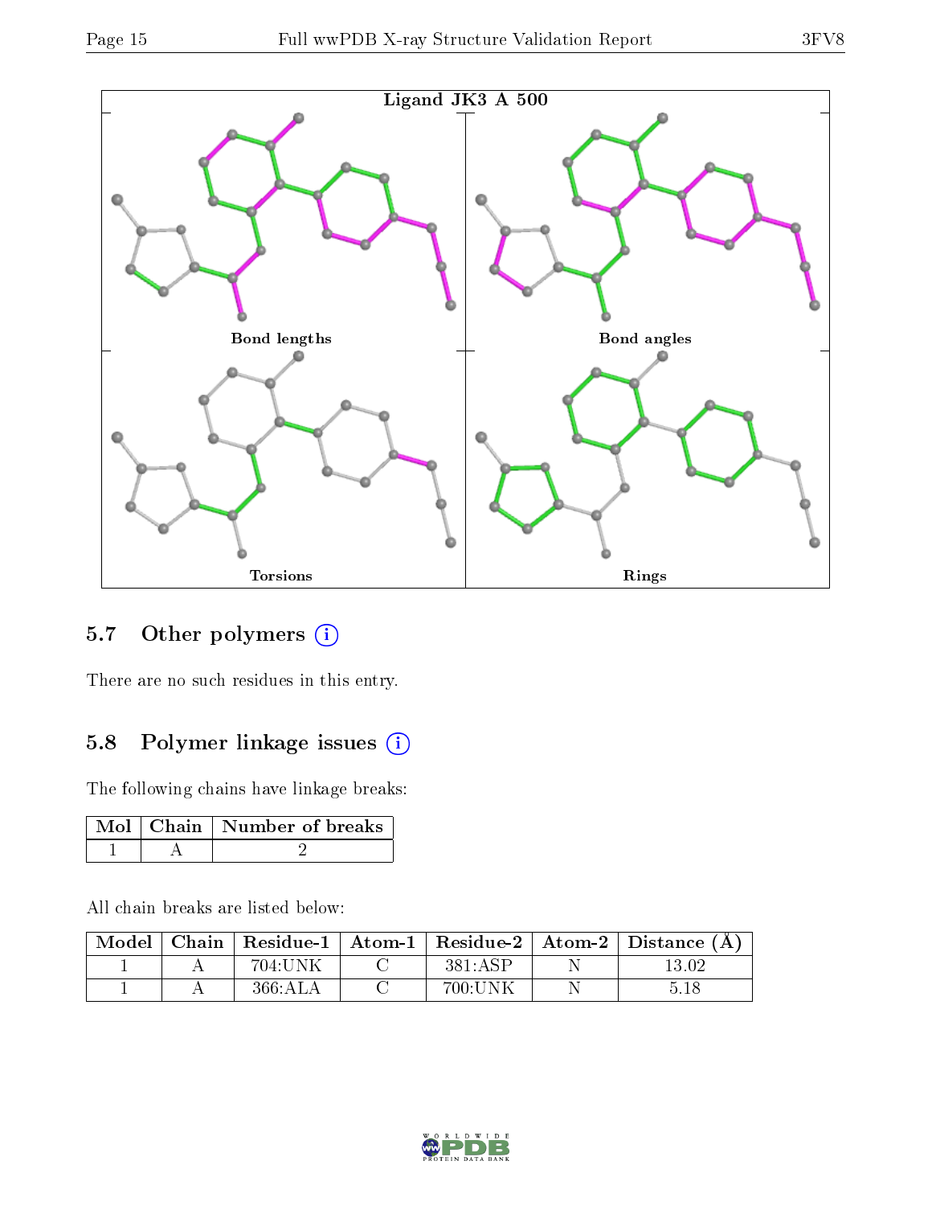Ligand JK3 A 500

Bond lengths

Bond angles

Torsions

Rings

### 5.7 Other polymers

There are no such residues in this entry.

### 5.8 Polymer linkage issues

The following chains have linkage breaks:

| Mol | Chain | Number of breaks |
|---|---|---|
| 1 | A | 2 |

All chain breaks are listed below:

| Model | Chain | Residue-1 | Atom-1 | Residue-2 | Atom-2 | Distance (Å) |
|---|---|---|---|---|---|---|
| 1 | A | 704:UNK | C | 381:ASP | N | 13.02 |
| 1 | A | 366:ALA | C | 700:UNK | N | 5.18 |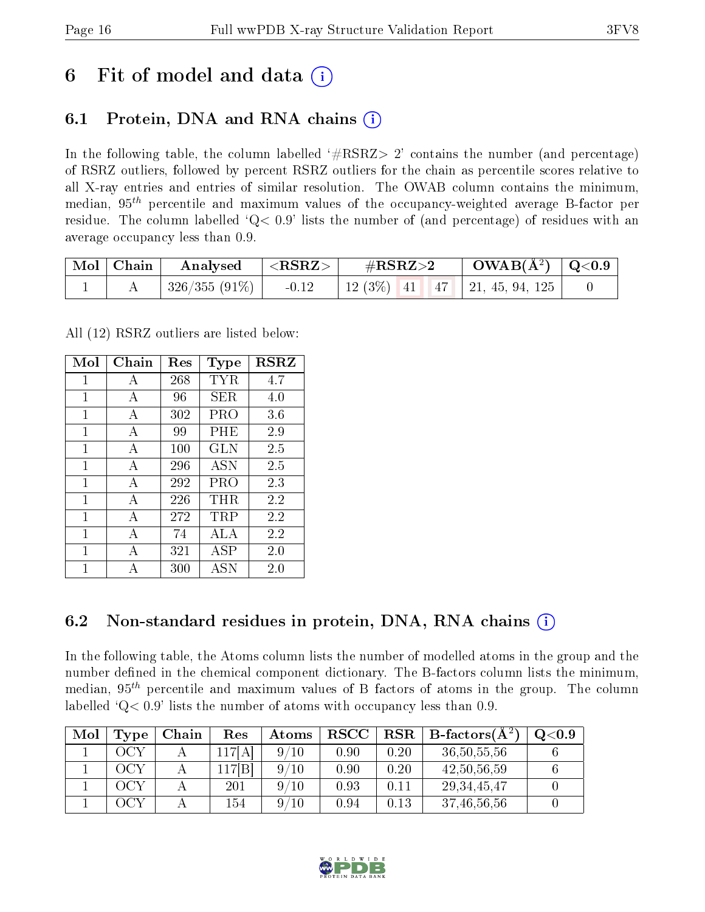# 6 Fit of model and data (i)

## 6.1 Protein, DNA and RNA chains (i)

In the following table, the column labelled '#RSRZ> 2' contains the number (and percentage) of RSRZ outliers, followed by percent RSRZ outliers for the chain as percentile scores relative to all X-ray entries and entries of similar resolution. The OWAB column contains the minimum, median, $95^{th}$ percentile and maximum values of the occupancy-weighted average B-factor per residue. The column labelled 'Q< 0.9' lists the number of (and percentage) of residues with an average occupancy less than 0.9.

| Mol | Chain | Analysed | <RSRZ> | #RSRZ>2 | | | OWAB(Å$^2$) | Q<0.9 |
|---|---|---|---|---|---|---|---|---|
| 1 | A | 326/355 (91%) | -0.12 | 12 (3%) | 41 | 47 | 21, 45, 94, 125 | 0 |

All (12) RSRZ outliers are listed below:

| Mol | Chain | Res | Type | RSRZ |
|---|---|---|---|---|
| 1 | A | 268 | TYR | 4.7 |
| 1 | A | 96 | SER | 4.0 |
| 1 | A | 302 | PRO | 3.6 |
| 1 | A | 99 | PHE | 2.9 |
| 1 | A | 100 | GLN | 2.5 |
| 1 | A | 296 | ASN | 2.5 |
| 1 | A | 292 | PRO | 2.3 |
| 1 | A | 226 | THR | 2.2 |
| 1 | A | 272 | TRP | 2.2 |
| 1 | A | 74 | ALA | 2.2 |
| 1 | A | 321 | ASP | 2.0 |
| 1 | A | 300 | ASN | 2.0 |

## 6.2 Non-standard residues in protein, DNA, RNA chains (i)

In the following table, the Atoms column lists the number of modelled atoms in the group and the number defined in the chemical component dictionary. The B-factors column lists the minimum, median, $95^{th}$ percentile and maximum values of B factors of atoms in the group. The column labelled 'Q< 0.9' lists the number of atoms with occupancy less than 0.9.

| Mol | Type | Chain | Res | Atoms | RSCC | RSR | B-factors(Å$^2$) | Q<0.9 |
|---|---|---|---|---|---|---|---|---|
| 1 | OCY | A | 117[A] | 9/10 | 0.90 | 0.20 | 36,50,55,56 | 6 |
| 1 | OCY | A | 117[B] | 9/10 | 0.90 | 0.20 | 42,50,56,59 | 6 |
| 1 | OCY | A | 201 | 9/10 | 0.93 | 0.11 | 29,34,45,47 | 0 |
| 1 | OCY | A | 154 | 9/10 | 0.94 | 0.13 | 37,46,56,56 | 0 |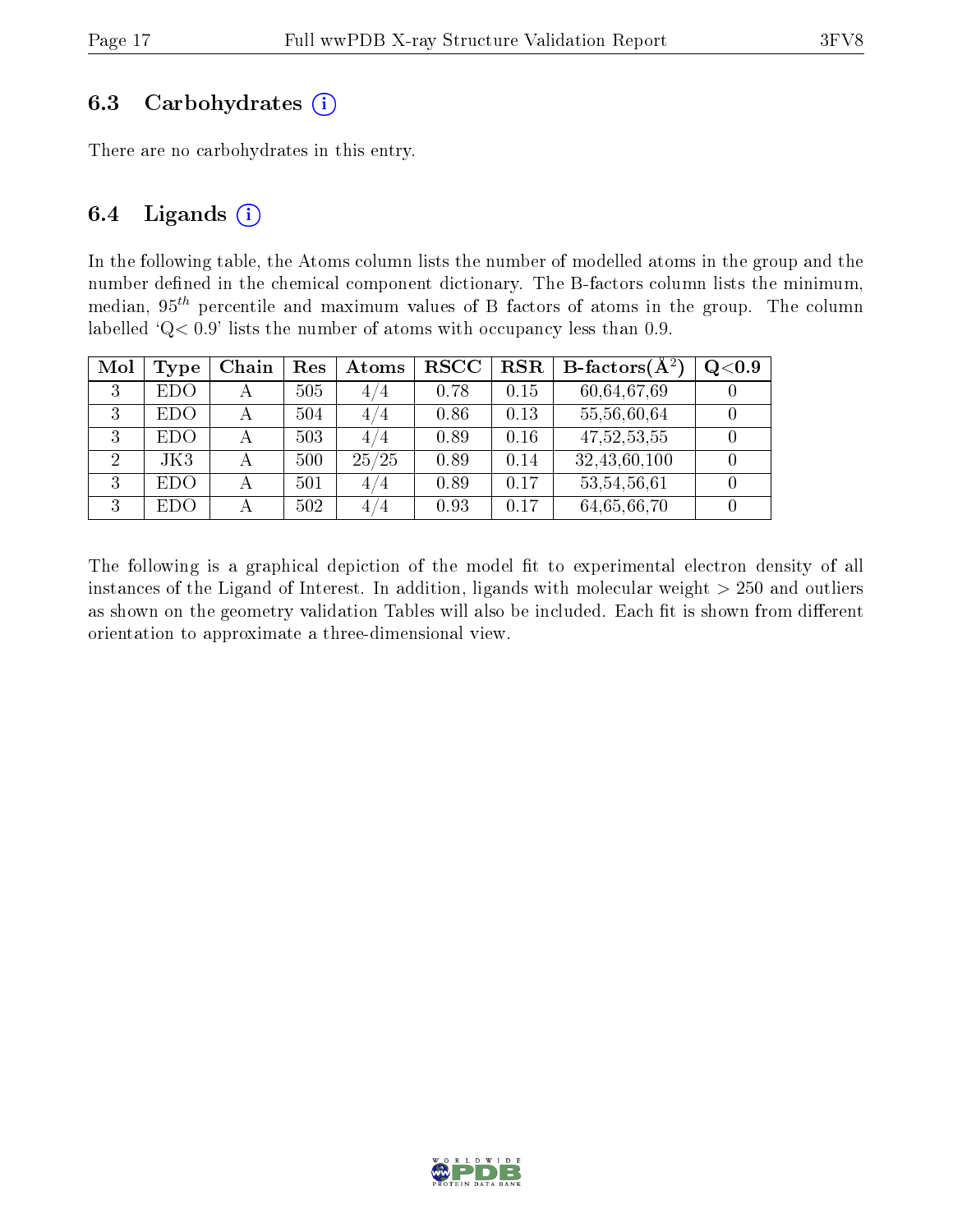### 6.3 Carbohydrates (i)

There are no carbohydrates in this entry.

### 6.4 Ligands (i)

In the following table, the Atoms column lists the number of modelled atoms in the group and the number defined in the chemical component dictionary. The B-factors column lists the minimum, median, $95^{th}$ percentile and maximum values of B factors of atoms in the group. The column labelled 'Q< 0.9' lists the number of atoms with occupancy less than 0.9.

| Mol | Type | Chain | Res | Atoms | RSCC | RSR | B-factors($Å^2$) | Q<0.9 |
|---|---|---|---|---|---|---|---|---|
| 3 | EDO | A | 505 | 4/4 | 0.78 | 0.15 | 60,64,67,69 | 0 |
| 3 | EDO | A | 504 | 4/4 | 0.86 | 0.13 | 55,56,60,64 | 0 |
| 3 | EDO | A | 503 | 4/4 | 0.89 | 0.16 | 47,52,53,55 | 0 |
| 2 | JK3 | A | 500 | 25/25 | 0.89 | 0.14 | 32,43,60,100 | 0 |
| 3 | EDO | A | 501 | 4/4 | 0.89 | 0.17 | 53,54,56,61 | 0 |
| 3 | EDO | A | 502 | 4/4 | 0.93 | 0.17 | 64,65,66,70 | 0 |

The following is a graphical depiction of the model fit to experimental electron density of all instances of the Ligand of Interest. In addition, ligands with molecular weight > 250 and outliers as shown on the geometry validation Tables will also be included. Each fit is shown from different orientation to approximate a three-dimensional view.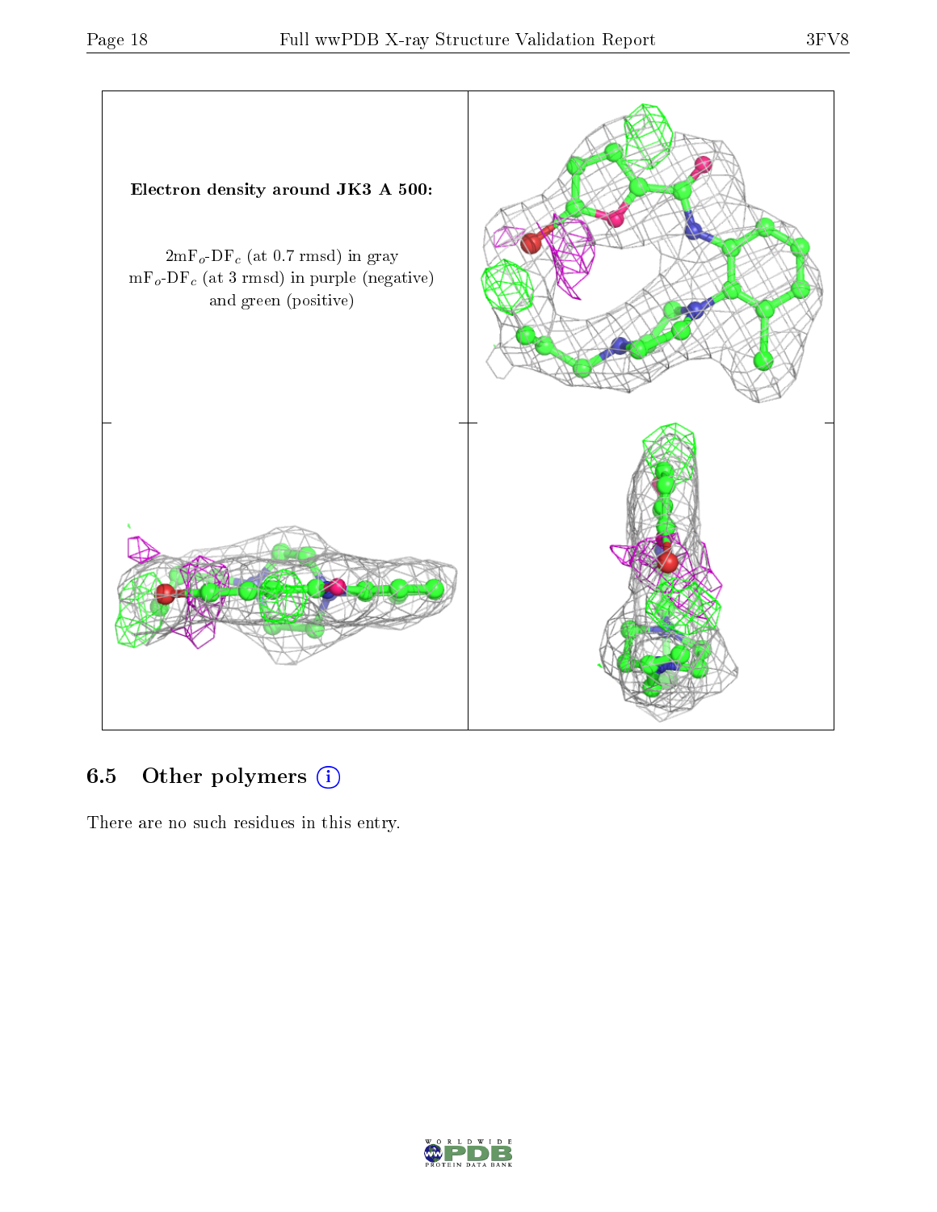**Electron density around JK3 A 500:**

$2mF_o$-$DF_c$ (at 0.7 rmsd) in gray
$mF_o$-$DF_c$ (at 3 rmsd) in purple (negative)
and green (positive)

## 6.5 Other polymers

There are no such residues in this entry.